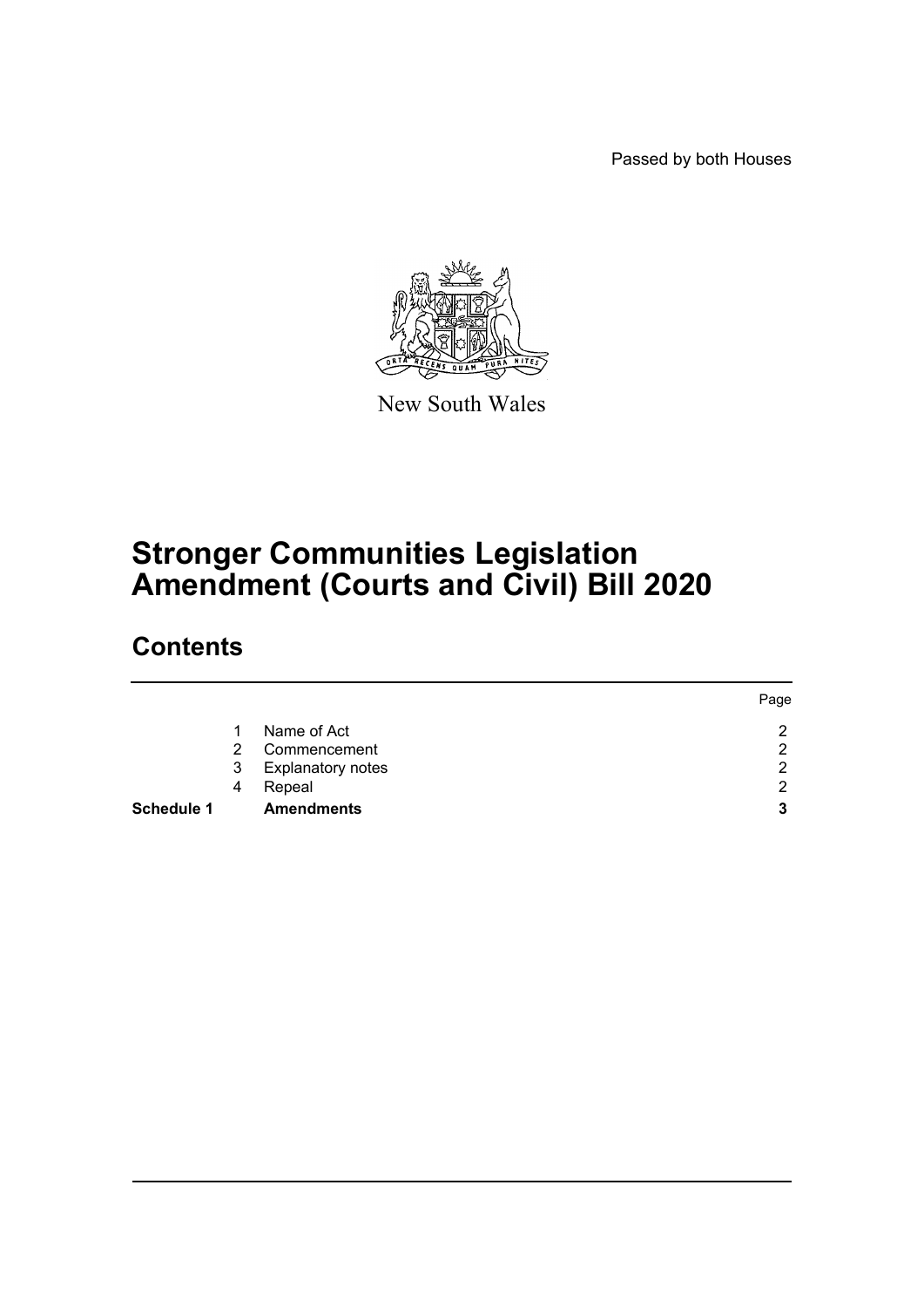Passed by both Houses

New South Wales

# Stronger Communities Legislation Amendment (Courts and Civil) Bill 2020

## Contents

| | | | Page |
|---|---|---|---|
| | 1 | Name of Act | 2 |
| | 2 | Commencement | 2 |
| | 3 | Explanatory notes | 2 |
| | 4 | Repeal | 2 |
| **Schedule 1** | | **Amendments** | **3** |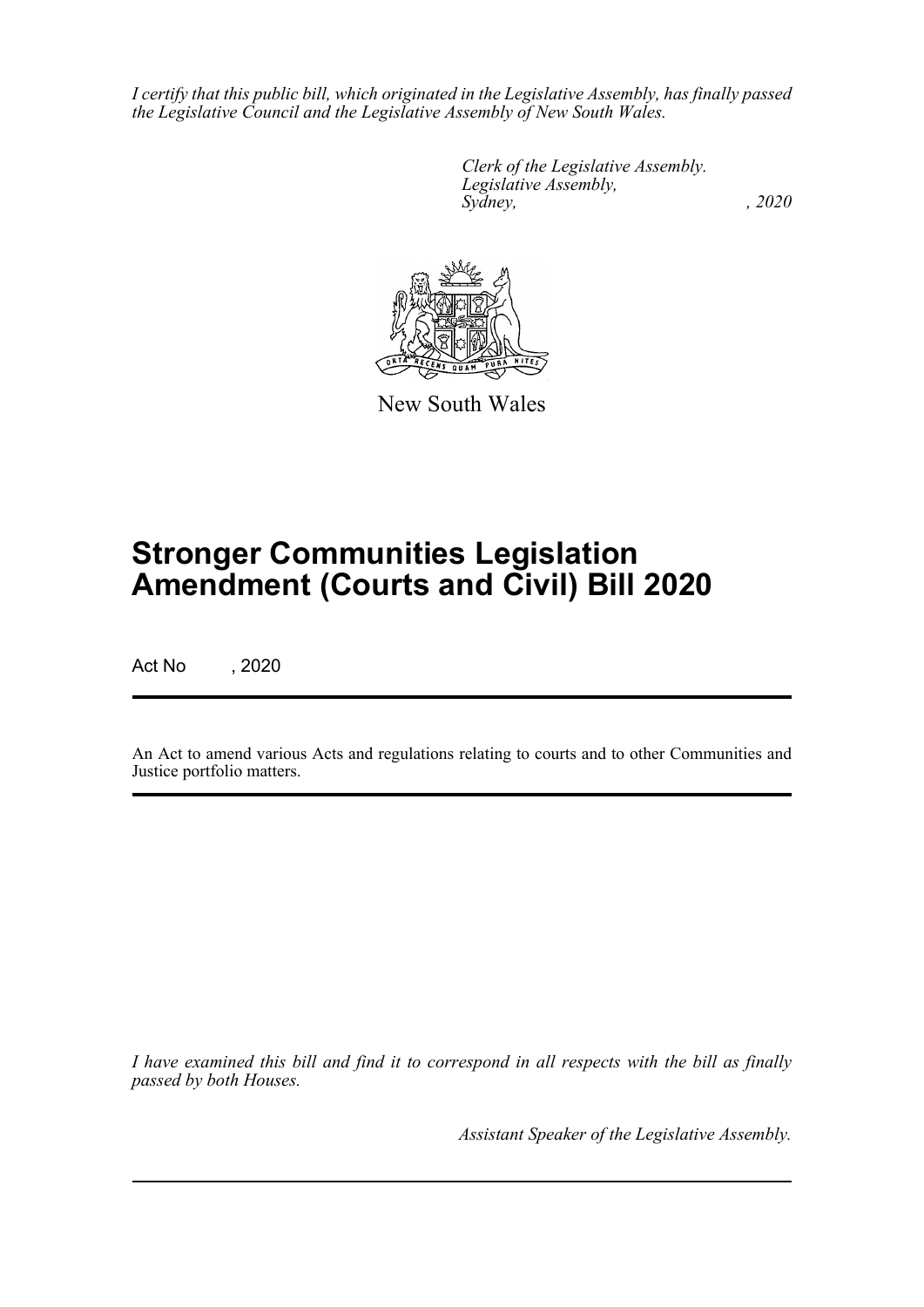*I certify that this public bill, which originated in the Legislative Assembly, has finally passed the Legislative Council and the Legislative Assembly of New South Wales.*

*Clerk of the Legislative Assembly.*
*Legislative Assembly,*
*Sydney, , 2020*

New South Wales

# Stronger Communities Legislation Amendment (Courts and Civil) Bill 2020

Act No , 2020

An Act to amend various Acts and regulations relating to courts and to other Communities and Justice portfolio matters.

*I have examined this bill and find it to correspond in all respects with the bill as finally passed by both Houses.*

*Assistant Speaker of the Legislative Assembly.*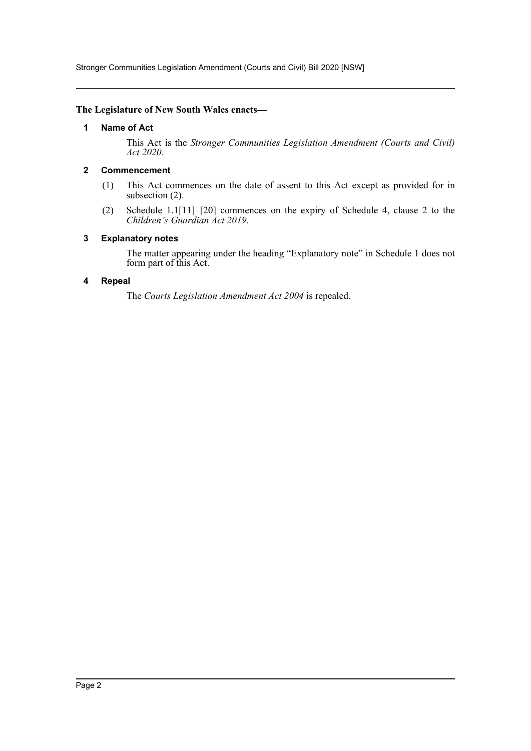**The Legislature of New South Wales enacts—**

### 1 Name of Act

This Act is the *Stronger Communities Legislation Amendment (Courts and Civil) Act 2020*.

### 2 Commencement

(1) This Act commences on the date of assent to this Act except as provided for in subsection (2).

(2) Schedule 1.1[11]–[20] commences on the expiry of Schedule 4, clause 2 to the *Children's Guardian Act 2019*.

### 3 Explanatory notes

The matter appearing under the heading "Explanatory note" in Schedule 1 does not form part of this Act.

### 4 Repeal

The *Courts Legislation Amendment Act 2004* is repealed.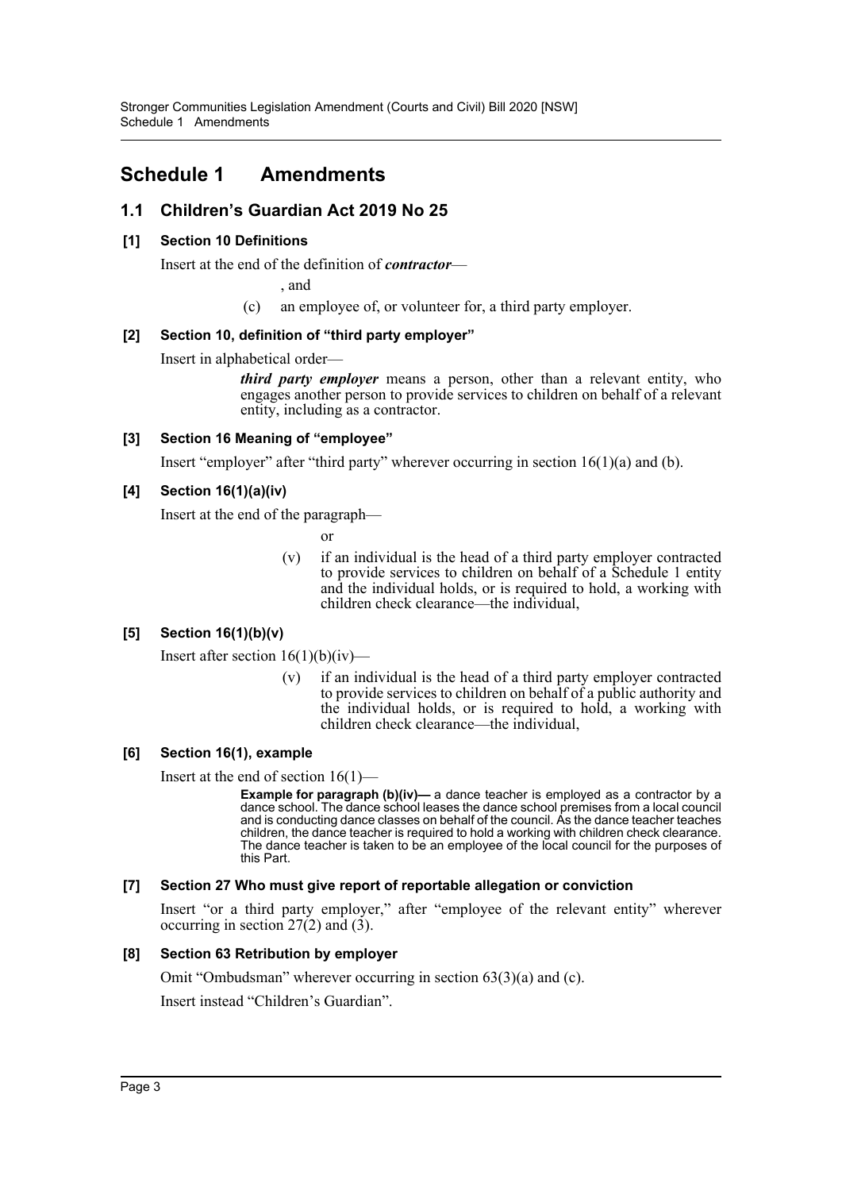# Schedule 1 Amendments

## 1.1 Children's Guardian Act 2019 No 25

### [1] Section 10 Definitions

Insert at the end of the definition of ***contractor***—

, and

(c) an employee of, or volunteer for, a third party employer.

### [2] Section 10, definition of "third party employer"

Insert in alphabetical order—

***third party employer*** means a person, other than a relevant entity, who engages another person to provide services to children on behalf of a relevant entity, including as a contractor.

### [3] Section 16 Meaning of "employee"

Insert "employer" after "third party" wherever occurring in section 16(1)(a) and (b).

### [4] Section 16(1)(a)(iv)

Insert at the end of the paragraph—

or

(v) if an individual is the head of a third party employer contracted to provide services to children on behalf of a Schedule 1 entity and the individual holds, or is required to hold, a working with children check clearance—the individual,

### [5] Section 16(1)(b)(v)

Insert after section 16(1)(b)(iv)—

(v) if an individual is the head of a third party employer contracted to provide services to children on behalf of a public authority and the individual holds, or is required to hold, a working with children check clearance—the individual,

### [6] Section 16(1), example

Insert at the end of section 16(1)—

**Example for paragraph (b)(iv)—** a dance teacher is employed as a contractor by a dance school. The dance school leases the dance school premises from a local council and is conducting dance classes on behalf of the council. As the dance teacher teaches children, the dance teacher is required to hold a working with children check clearance. The dance teacher is taken to be an employee of the local council for the purposes of this Part.

### [7] Section 27 Who must give report of reportable allegation or conviction

Insert "or a third party employer," after "employee of the relevant entity" wherever occurring in section 27(2) and (3).

### [8] Section 63 Retribution by employer

Omit "Ombudsman" wherever occurring in section 63(3)(a) and (c).

Insert instead "Children's Guardian".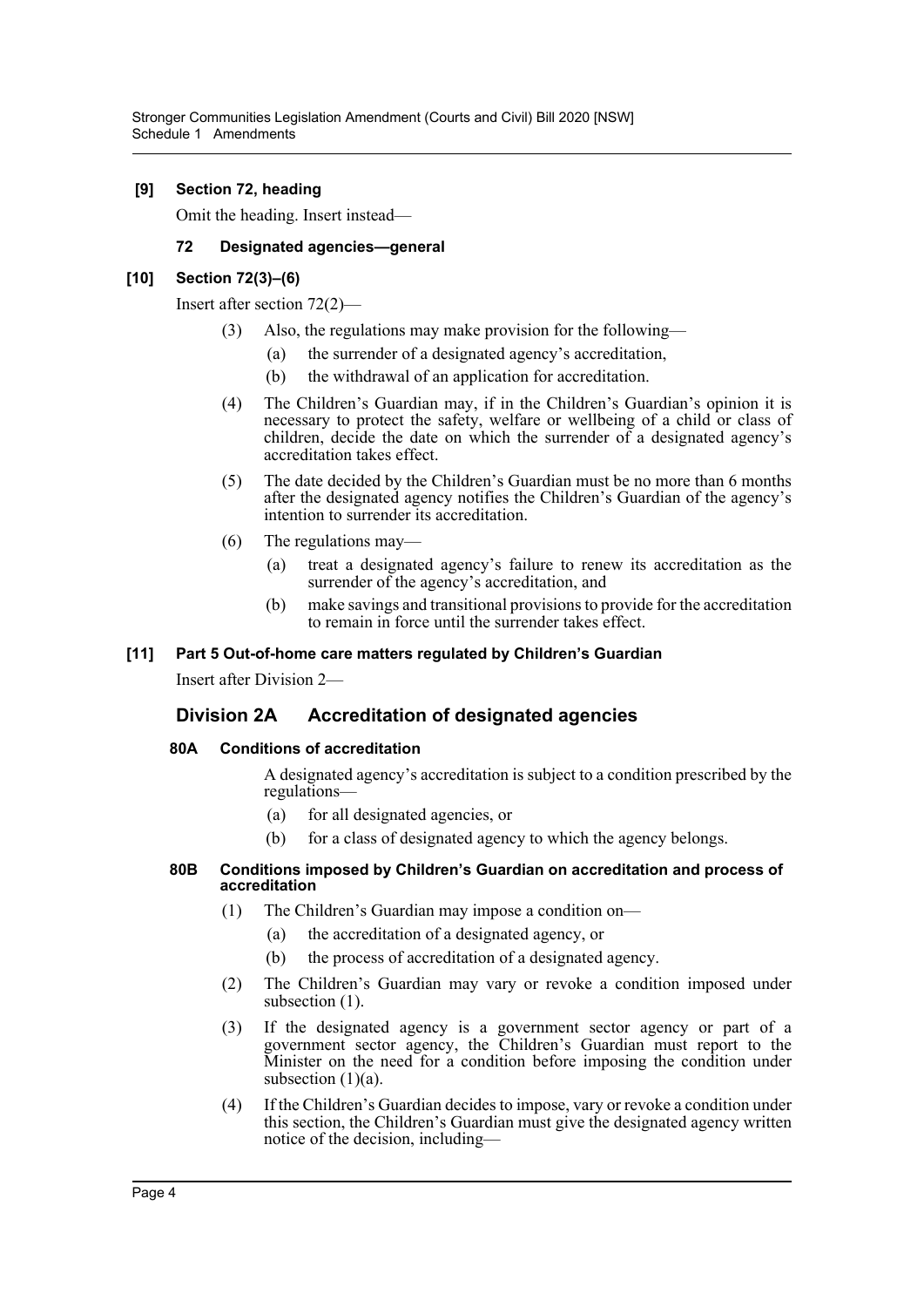**[9] Section 72, heading**

Omit the heading. Insert instead—

**72 Designated agencies—general**

**[10] Section 72(3)–(6)**

Insert after section 72(2)—

(3) Also, the regulations may make provision for the following—

(a) the surrender of a designated agency's accreditation,

(b) the withdrawal of an application for accreditation.

(4) The Children's Guardian may, if in the Children's Guardian's opinion it is necessary to protect the safety, welfare or wellbeing of a child or class of children, decide the date on which the surrender of a designated agency's accreditation takes effect.

(5) The date decided by the Children's Guardian must be no more than 6 months after the designated agency notifies the Children's Guardian of the agency's intention to surrender its accreditation.

(6) The regulations may—

(a) treat a designated agency's failure to renew its accreditation as the surrender of the agency's accreditation, and

(b) make savings and transitional provisions to provide for the accreditation to remain in force until the surrender takes effect.

**[11] Part 5 Out-of-home care matters regulated by Children's Guardian**

Insert after Division 2—

## Division 2A Accreditation of designated agencies

**80A Conditions of accreditation**

A designated agency's accreditation is subject to a condition prescribed by the regulations—

(a) for all designated agencies, or

(b) for a class of designated agency to which the agency belongs.

**80B Conditions imposed by Children's Guardian on accreditation and process of accreditation**

(1) The Children's Guardian may impose a condition on—

(a) the accreditation of a designated agency, or

(b) the process of accreditation of a designated agency.

(2) The Children's Guardian may vary or revoke a condition imposed under subsection (1).

(3) If the designated agency is a government sector agency or part of a government sector agency, the Children's Guardian must report to the Minister on the need for a condition before imposing the condition under subsection (1)(a).

(4) If the Children's Guardian decides to impose, vary or revoke a condition under this section, the Children's Guardian must give the designated agency written notice of the decision, including—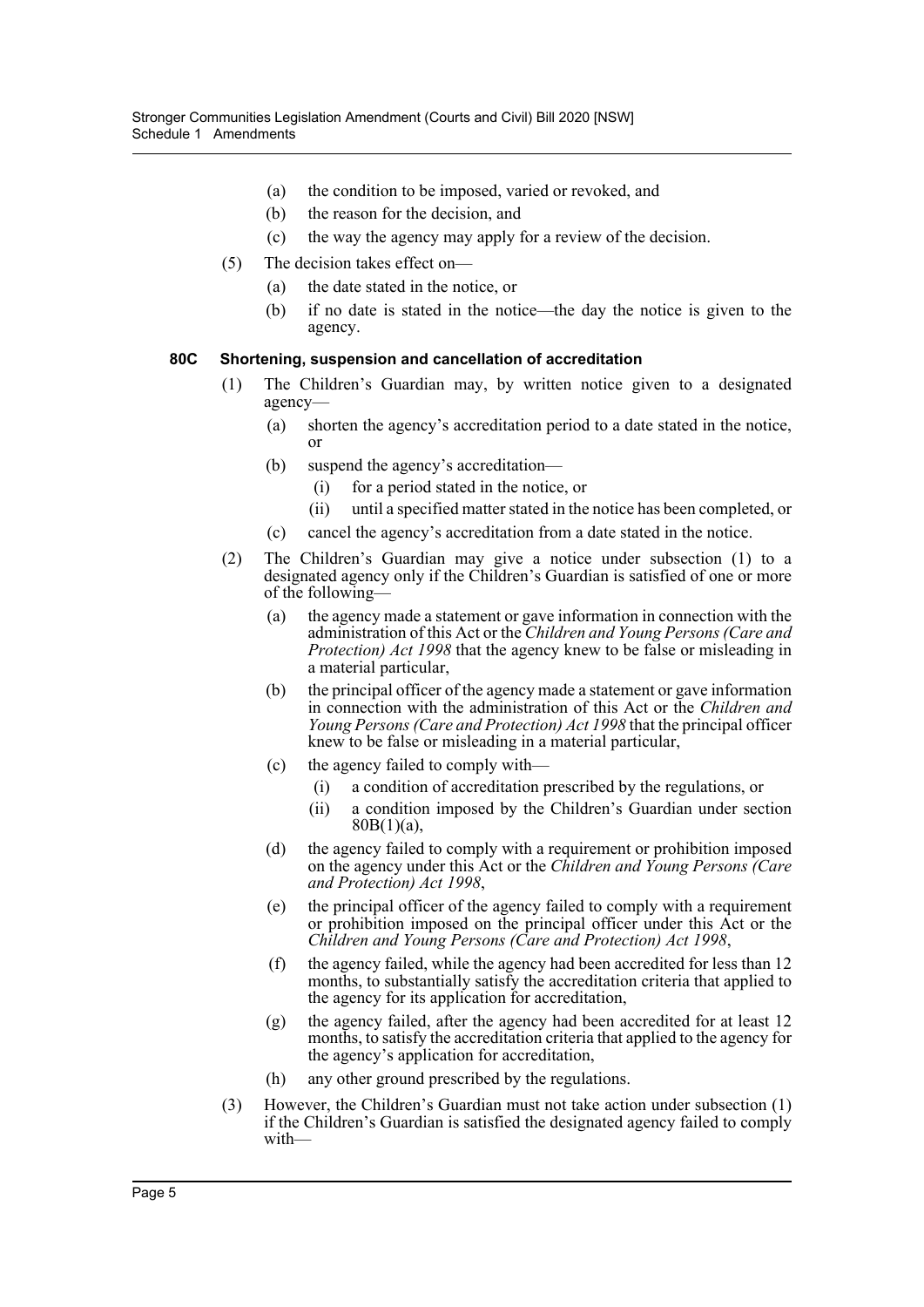(a) the condition to be imposed, varied or revoked, and

(b) the reason for the decision, and

(c) the way the agency may apply for a review of the decision.

(5) The decision takes effect on—

(a) the date stated in the notice, or

(b) if no date is stated in the notice—the day the notice is given to the agency.

**80C Shortening, suspension and cancellation of accreditation**

(1) The Children's Guardian may, by written notice given to a designated agency—

(a) shorten the agency's accreditation period to a date stated in the notice, or

(b) suspend the agency's accreditation—

(i) for a period stated in the notice, or

(ii) until a specified matter stated in the notice has been completed, or

(c) cancel the agency's accreditation from a date stated in the notice.

(2) The Children's Guardian may give a notice under subsection (1) to a designated agency only if the Children's Guardian is satisfied of one or more of the following—

(a) the agency made a statement or gave information in connection with the administration of this Act or the *Children and Young Persons (Care and Protection) Act 1998* that the agency knew to be false or misleading in a material particular,

(b) the principal officer of the agency made a statement or gave information in connection with the administration of this Act or the *Children and Young Persons (Care and Protection) Act 1998* that the principal officer knew to be false or misleading in a material particular,

(c) the agency failed to comply with—

(i) a condition of accreditation prescribed by the regulations, or

(ii) a condition imposed by the Children's Guardian under section 80B(1)(a),

(d) the agency failed to comply with a requirement or prohibition imposed on the agency under this Act or the *Children and Young Persons (Care and Protection) Act 1998*,

(e) the principal officer of the agency failed to comply with a requirement or prohibition imposed on the principal officer under this Act or the *Children and Young Persons (Care and Protection) Act 1998*,

(f) the agency failed, while the agency had been accredited for less than 12 months, to substantially satisfy the accreditation criteria that applied to the agency for its application for accreditation,

(g) the agency failed, after the agency had been accredited for at least 12 months, to satisfy the accreditation criteria that applied to the agency for the agency's application for accreditation,

(h) any other ground prescribed by the regulations.

(3) However, the Children's Guardian must not take action under subsection (1) if the Children's Guardian is satisfied the designated agency failed to comply with—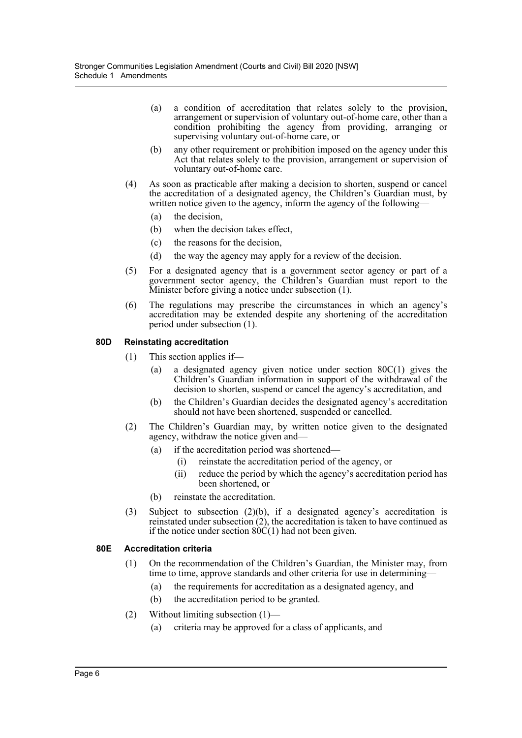(a) a condition of accreditation that relates solely to the provision, arrangement or supervision of voluntary out-of-home care, other than a condition prohibiting the agency from providing, arranging or supervising voluntary out-of-home care, or

(b) any other requirement or prohibition imposed on the agency under this Act that relates solely to the provision, arrangement or supervision of voluntary out-of-home care.

(4) As soon as practicable after making a decision to shorten, suspend or cancel the accreditation of a designated agency, the Children's Guardian must, by written notice given to the agency, inform the agency of the following—

(a) the decision,

(b) when the decision takes effect,

(c) the reasons for the decision,

(d) the way the agency may apply for a review of the decision.

(5) For a designated agency that is a government sector agency or part of a government sector agency, the Children's Guardian must report to the Minister before giving a notice under subsection (1).

(6) The regulations may prescribe the circumstances in which an agency's accreditation may be extended despite any shortening of the accreditation period under subsection (1).

**80D Reinstating accreditation**

(1) This section applies if—

(a) a designated agency given notice under section 80C(1) gives the Children's Guardian information in support of the withdrawal of the decision to shorten, suspend or cancel the agency's accreditation, and

(b) the Children's Guardian decides the designated agency's accreditation should not have been shortened, suspended or cancelled.

(2) The Children's Guardian may, by written notice given to the designated agency, withdraw the notice given and—

(a) if the accreditation period was shortened—

(i) reinstate the accreditation period of the agency, or

(ii) reduce the period by which the agency's accreditation period has been shortened, or

(b) reinstate the accreditation.

(3) Subject to subsection (2)(b), if a designated agency's accreditation is reinstated under subsection (2), the accreditation is taken to have continued as if the notice under section 80C(1) had not been given.

**80E Accreditation criteria**

(1) On the recommendation of the Children's Guardian, the Minister may, from time to time, approve standards and other criteria for use in determining—

(a) the requirements for accreditation as a designated agency, and

(b) the accreditation period to be granted.

(2) Without limiting subsection (1)—

(a) criteria may be approved for a class of applicants, and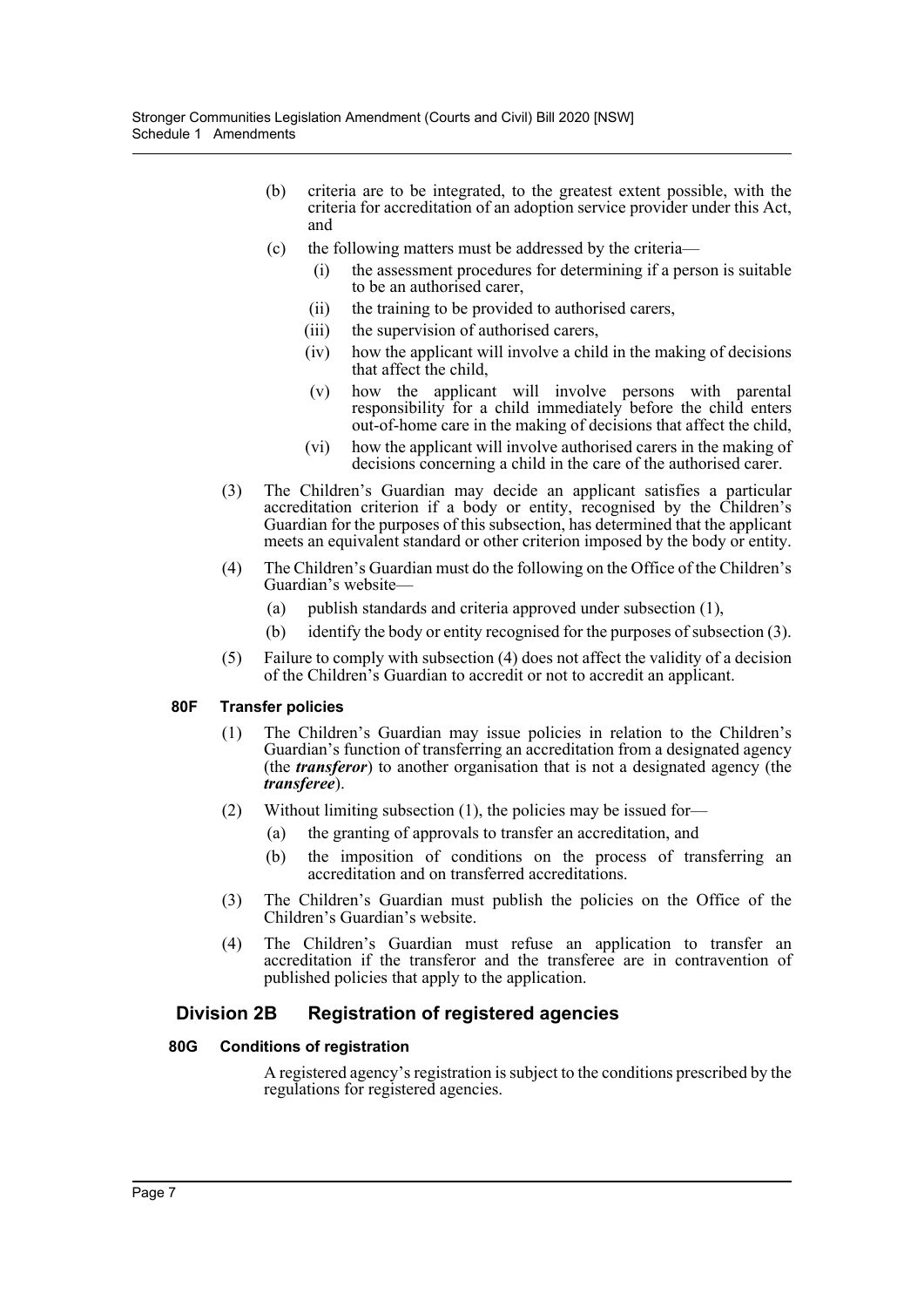(b) criteria are to be integrated, to the greatest extent possible, with the criteria for accreditation of an adoption service provider under this Act, and

(c) the following matters must be addressed by the criteria—

(i) the assessment procedures for determining if a person is suitable to be an authorised carer,

(ii) the training to be provided to authorised carers,

(iii) the supervision of authorised carers,

(iv) how the applicant will involve a child in the making of decisions that affect the child,

(v) how the applicant will involve persons with parental responsibility for a child immediately before the child enters out-of-home care in the making of decisions that affect the child,

(vi) how the applicant will involve authorised carers in the making of decisions concerning a child in the care of the authorised carer.

(3) The Children's Guardian may decide an applicant satisfies a particular accreditation criterion if a body or entity, recognised by the Children's Guardian for the purposes of this subsection, has determined that the applicant meets an equivalent standard or other criterion imposed by the body or entity.

(4) The Children's Guardian must do the following on the Office of the Children's Guardian's website—

(a) publish standards and criteria approved under subsection (1),

(b) identify the body or entity recognised for the purposes of subsection (3).

(5) Failure to comply with subsection (4) does not affect the validity of a decision of the Children's Guardian to accredit or not to accredit an applicant.

#### 80F Transfer policies

(1) The Children's Guardian may issue policies in relation to the Children's Guardian's function of transferring an accreditation from a designated agency (the ***transferor***) to another organisation that is not a designated agency (the ***transferee***).

(2) Without limiting subsection (1), the policies may be issued for—

(a) the granting of approvals to transfer an accreditation, and

(b) the imposition of conditions on the process of transferring an accreditation and on transferred accreditations.

(3) The Children's Guardian must publish the policies on the Office of the Children's Guardian's website.

(4) The Children's Guardian must refuse an application to transfer an accreditation if the transferor and the transferee are in contravention of published policies that apply to the application.

### Division 2B Registration of registered agencies

#### 80G Conditions of registration

A registered agency's registration is subject to the conditions prescribed by the regulations for registered agencies.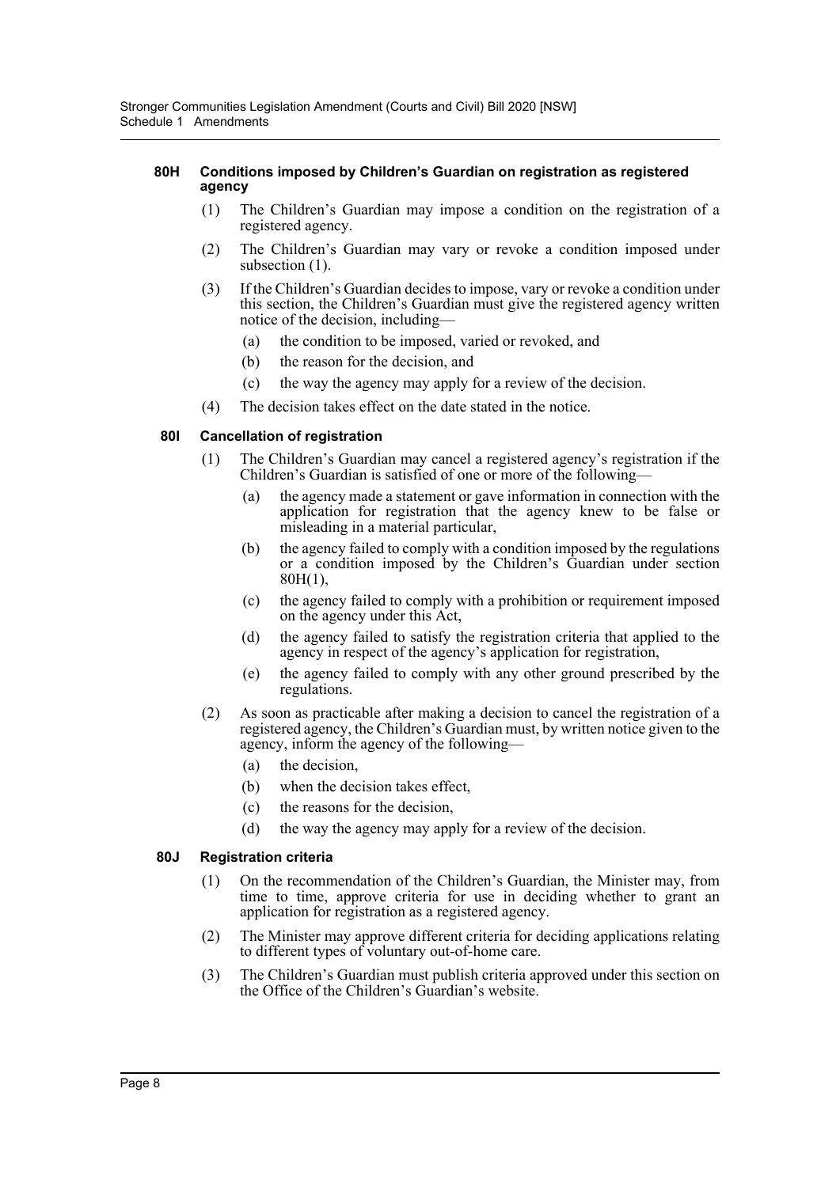#### 80H Conditions imposed by Children's Guardian on registration as registered agency

(1) The Children's Guardian may impose a condition on the registration of a registered agency.

(2) The Children's Guardian may vary or revoke a condition imposed under subsection (1).

(3) If the Children's Guardian decides to impose, vary or revoke a condition under this section, the Children's Guardian must give the registered agency written notice of the decision, including—

- (a) the condition to be imposed, varied or revoked, and
- (b) the reason for the decision, and
- (c) the way the agency may apply for a review of the decision.

(4) The decision takes effect on the date stated in the notice.

#### 80I Cancellation of registration

(1) The Children's Guardian may cancel a registered agency's registration if the Children's Guardian is satisfied of one or more of the following—

- (a) the agency made a statement or gave information in connection with the application for registration that the agency knew to be false or misleading in a material particular,
- (b) the agency failed to comply with a condition imposed by the regulations or a condition imposed by the Children's Guardian under section 80H(1),
- (c) the agency failed to comply with a prohibition or requirement imposed on the agency under this Act,
- (d) the agency failed to satisfy the registration criteria that applied to the agency in respect of the agency's application for registration,
- (e) the agency failed to comply with any other ground prescribed by the regulations.

(2) As soon as practicable after making a decision to cancel the registration of a registered agency, the Children's Guardian must, by written notice given to the agency, inform the agency of the following—

- (a) the decision,
- (b) when the decision takes effect,
- (c) the reasons for the decision,
- (d) the way the agency may apply for a review of the decision.

#### 80J Registration criteria

(1) On the recommendation of the Children's Guardian, the Minister may, from time to time, approve criteria for use in deciding whether to grant an application for registration as a registered agency.

(2) The Minister may approve different criteria for deciding applications relating to different types of voluntary out-of-home care.

(3) The Children's Guardian must publish criteria approved under this section on the Office of the Children's Guardian's website.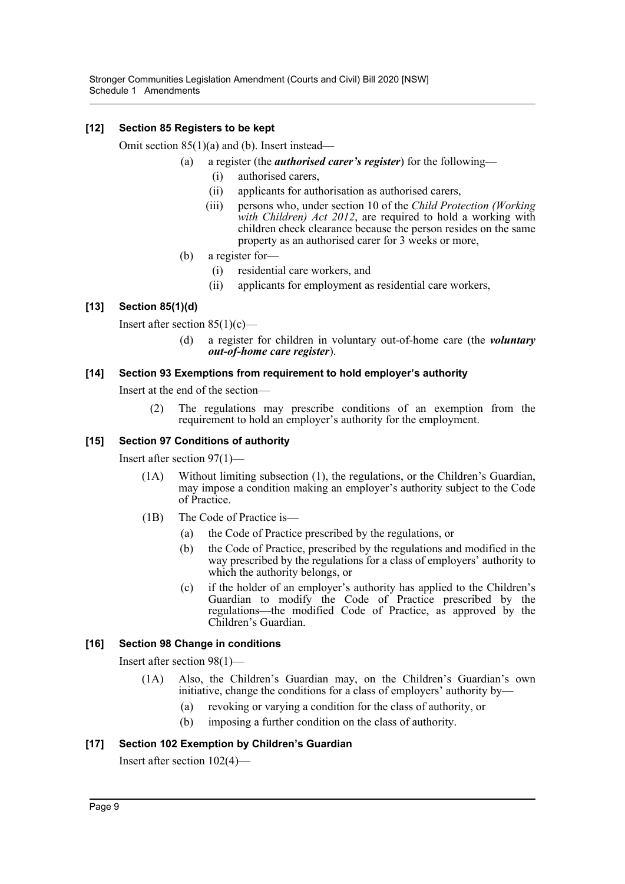### [12] Section 85 Registers to be kept

Omit section 85(1)(a) and (b). Insert instead—

(a) a register (the ***authorised carer's register***) for the following—

(i) authorised carers,

(ii) applicants for authorisation as authorised carers,

(iii) persons who, under section 10 of the *Child Protection (Working with Children) Act 2012*, are required to hold a working with children check clearance because the person resides on the same property as an authorised carer for 3 weeks or more,

(b) a register for—

(i) residential care workers, and

(ii) applicants for employment as residential care workers,

### [13] Section 85(1)(d)

Insert after section 85(1)(c)—

(d) a register for children in voluntary out-of-home care (the ***voluntary out-of-home care register***).

### [14] Section 93 Exemptions from requirement to hold employer's authority

Insert at the end of the section—

(2) The regulations may prescribe conditions of an exemption from the requirement to hold an employer's authority for the employment.

### [15] Section 97 Conditions of authority

Insert after section 97(1)—

(1A) Without limiting subsection (1), the regulations, or the Children's Guardian, may impose a condition making an employer's authority subject to the Code of Practice.

(1B) The Code of Practice is—

(a) the Code of Practice prescribed by the regulations, or

(b) the Code of Practice, prescribed by the regulations and modified in the way prescribed by the regulations for a class of employers' authority to which the authority belongs, or

(c) if the holder of an employer's authority has applied to the Children's Guardian to modify the Code of Practice prescribed by the regulations—the modified Code of Practice, as approved by the Children's Guardian.

### [16] Section 98 Change in conditions

Insert after section 98(1)—

(1A) Also, the Children's Guardian may, on the Children's Guardian's own initiative, change the conditions for a class of employers' authority by—

(a) revoking or varying a condition for the class of authority, or

(b) imposing a further condition on the class of authority.

### [17] Section 102 Exemption by Children's Guardian

Insert after section 102(4)—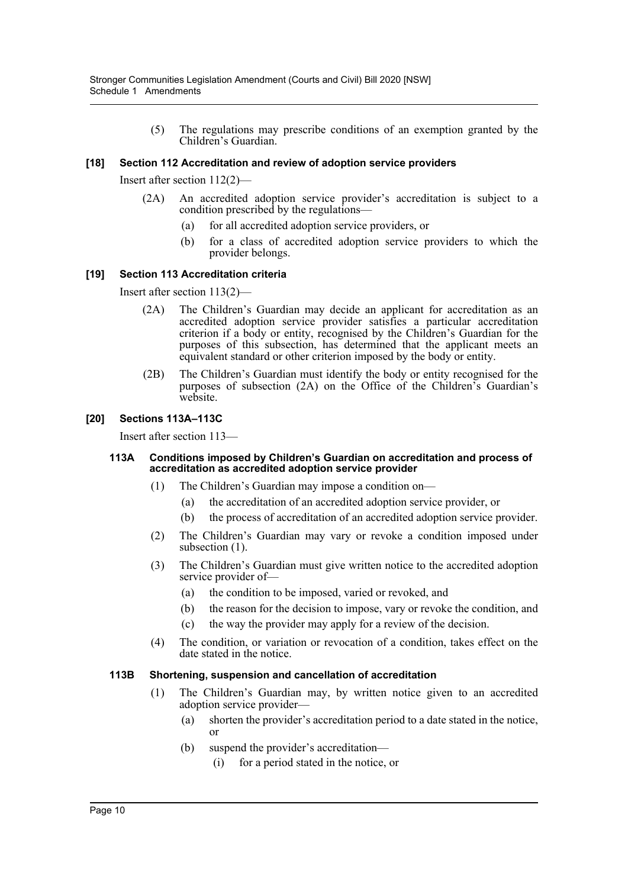(5) The regulations may prescribe conditions of an exemption granted by the Children's Guardian.

### [18] Section 112 Accreditation and review of adoption service providers

Insert after section 112(2)—

(2A) An accredited adoption service provider's accreditation is subject to a condition prescribed by the regulations—

(a) for all accredited adoption service providers, or

(b) for a class of accredited adoption service providers to which the provider belongs.

### [19] Section 113 Accreditation criteria

Insert after section 113(2)—

(2A) The Children's Guardian may decide an applicant for accreditation as an accredited adoption service provider satisfies a particular accreditation criterion if a body or entity, recognised by the Children's Guardian for the purposes of this subsection, has determined that the applicant meets an equivalent standard or other criterion imposed by the body or entity.

(2B) The Children's Guardian must identify the body or entity recognised for the purposes of subsection (2A) on the Office of the Children's Guardian's website.

### [20] Sections 113A–113C

Insert after section 113—

#### 113A Conditions imposed by Children's Guardian on accreditation and process of accreditation as accredited adoption service provider

(1) The Children's Guardian may impose a condition on—

(a) the accreditation of an accredited adoption service provider, or

(b) the process of accreditation of an accredited adoption service provider.

(2) The Children's Guardian may vary or revoke a condition imposed under subsection (1).

(3) The Children's Guardian must give written notice to the accredited adoption service provider of—

(a) the condition to be imposed, varied or revoked, and

(b) the reason for the decision to impose, vary or revoke the condition, and

(c) the way the provider may apply for a review of the decision.

(4) The condition, or variation or revocation of a condition, takes effect on the date stated in the notice.

#### 113B Shortening, suspension and cancellation of accreditation

(1) The Children's Guardian may, by written notice given to an accredited adoption service provider—

(a) shorten the provider's accreditation period to a date stated in the notice, or

(b) suspend the provider's accreditation—

(i) for a period stated in the notice, or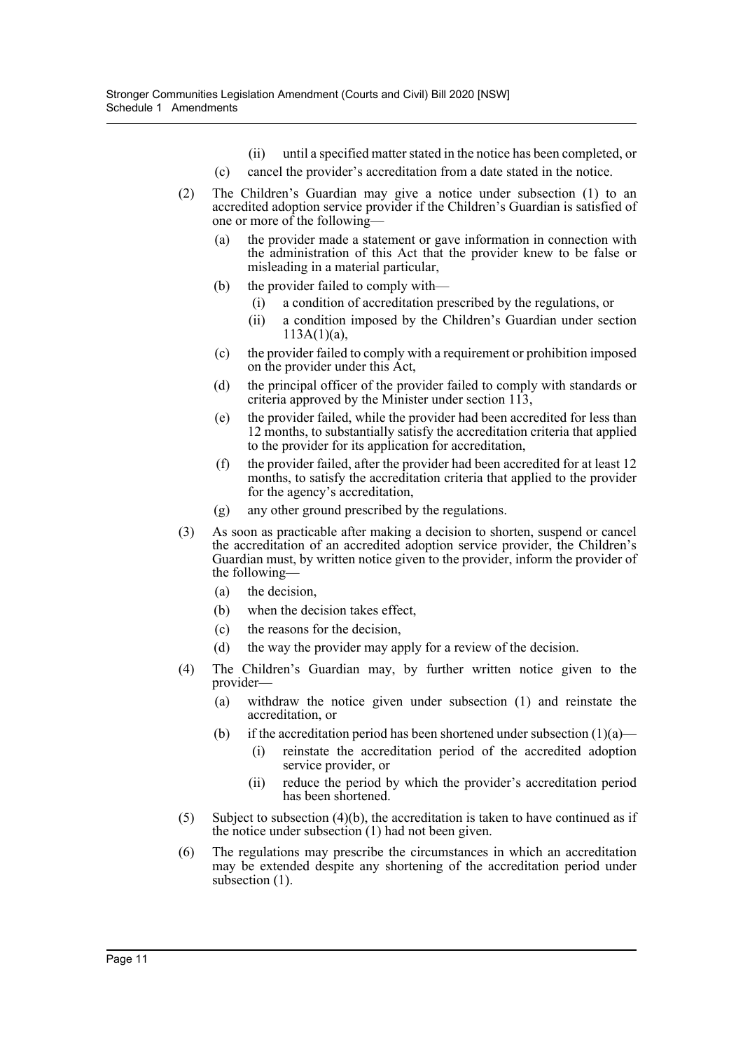(ii) until a specified matter stated in the notice has been completed, or

(c) cancel the provider's accreditation from a date stated in the notice.

(2) The Children's Guardian may give a notice under subsection (1) to an accredited adoption service provider if the Children's Guardian is satisfied of one or more of the following—

(a) the provider made a statement or gave information in connection with the administration of this Act that the provider knew to be false or misleading in a material particular,

(b) the provider failed to comply with—

(i) a condition of accreditation prescribed by the regulations, or

(ii) a condition imposed by the Children's Guardian under section 113A(1)(a),

(c) the provider failed to comply with a requirement or prohibition imposed on the provider under this Act,

(d) the principal officer of the provider failed to comply with standards or criteria approved by the Minister under section 113,

(e) the provider failed, while the provider had been accredited for less than 12 months, to substantially satisfy the accreditation criteria that applied to the provider for its application for accreditation,

(f) the provider failed, after the provider had been accredited for at least 12 months, to satisfy the accreditation criteria that applied to the provider for the agency's accreditation,

(g) any other ground prescribed by the regulations.

(3) As soon as practicable after making a decision to shorten, suspend or cancel the accreditation of an accredited adoption service provider, the Children's Guardian must, by written notice given to the provider, inform the provider of the following—

(a) the decision,

(b) when the decision takes effect,

(c) the reasons for the decision,

(d) the way the provider may apply for a review of the decision.

(4) The Children's Guardian may, by further written notice given to the provider—

(a) withdraw the notice given under subsection (1) and reinstate the accreditation, or

(b) if the accreditation period has been shortened under subsection (1)(a)—

(i) reinstate the accreditation period of the accredited adoption service provider, or

(ii) reduce the period by which the provider's accreditation period has been shortened.

(5) Subject to subsection (4)(b), the accreditation is taken to have continued as if the notice under subsection (1) had not been given.

(6) The regulations may prescribe the circumstances in which an accreditation may be extended despite any shortening of the accreditation period under subsection (1).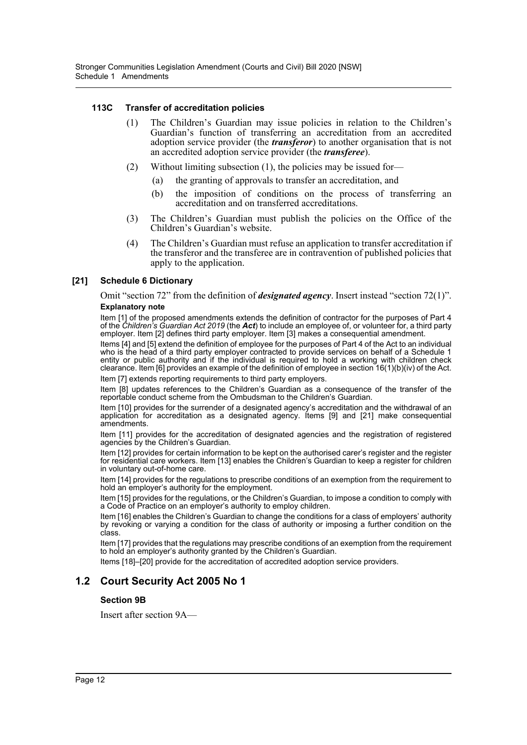#### 113C Transfer of accreditation policies

(1) The Children's Guardian may issue policies in relation to the Children's Guardian's function of transferring an accreditation from an accredited adoption service provider (the ***transferor***) to another organisation that is not an accredited adoption service provider (the ***transferee***).

(2) Without limiting subsection (1), the policies may be issued for—

(a) the granting of approvals to transfer an accreditation, and

(b) the imposition of conditions on the process of transferring an accreditation and on transferred accreditations.

(3) The Children's Guardian must publish the policies on the Office of the Children's Guardian's website.

(4) The Children's Guardian must refuse an application to transfer accreditation if the transferor and the transferee are in contravention of published policies that apply to the application.

#### [21] Schedule 6 Dictionary

Omit "section 72" from the definition of ***designated agency***. Insert instead "section 72(1)".

**Explanatory note**

Item [1] of the proposed amendments extends the definition of contractor for the purposes of Part 4 of the *Children's Guardian Act 2019* (the ***Act***) to include an employee of, or volunteer for, a third party employer. Item [2] defines third party employer. Item [3] makes a consequential amendment.

Items [4] and [5] extend the definition of employee for the purposes of Part 4 of the Act to an individual who is the head of a third party employer contracted to provide services on behalf of a Schedule 1 entity or public authority and if the individual is required to hold a working with children check clearance. Item [6] provides an example of the definition of employee in section 16(1)(b)(iv) of the Act.

Item [7] extends reporting requirements to third party employers.

Item [8] updates references to the Children's Guardian as a consequence of the transfer of the reportable conduct scheme from the Ombudsman to the Children's Guardian.

Item [10] provides for the surrender of a designated agency's accreditation and the withdrawal of an application for accreditation as a designated agency. Items [9] and [21] make consequential amendments.

Item [11] provides for the accreditation of designated agencies and the registration of registered agencies by the Children's Guardian.

Item [12] provides for certain information to be kept on the authorised carer's register and the register for residential care workers. Item [13] enables the Children's Guardian to keep a register for children in voluntary out-of-home care.

Item [14] provides for the regulations to prescribe conditions of an exemption from the requirement to hold an employer's authority for the employment.

Item [15] provides for the regulations, or the Children's Guardian, to impose a condition to comply with a Code of Practice on an employer's authority to employ children.

Item [16] enables the Children's Guardian to change the conditions for a class of employers' authority by revoking or varying a condition for the class of authority or imposing a further condition on the class.

Item [17] provides that the regulations may prescribe conditions of an exemption from the requirement to hold an employer's authority granted by the Children's Guardian.

Items [18]–[20] provide for the accreditation of accredited adoption service providers.

## 1.2 Court Security Act 2005 No 1

#### Section 9B

Insert after section 9A—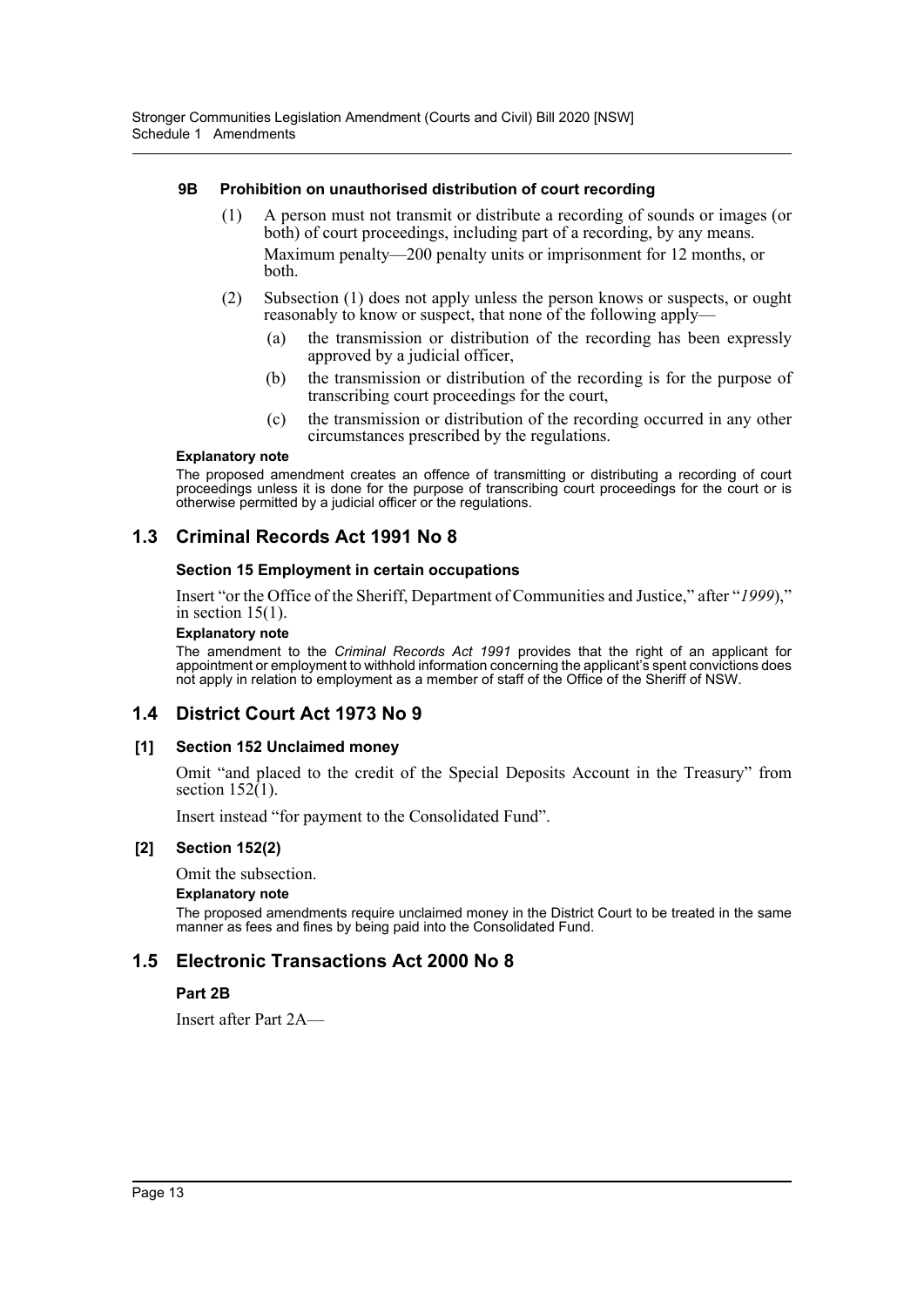#### 9B Prohibition on unauthorised distribution of court recording

(1) A person must not transmit or distribute a recording of sounds or images (or both) of court proceedings, including part of a recording, by any means.

Maximum penalty—200 penalty units or imprisonment for 12 months, or both.

(2) Subsection (1) does not apply unless the person knows or suspects, or ought reasonably to know or suspect, that none of the following apply—

(a) the transmission or distribution of the recording has been expressly approved by a judicial officer,

(b) the transmission or distribution of the recording is for the purpose of transcribing court proceedings for the court,

(c) the transmission or distribution of the recording occurred in any other circumstances prescribed by the regulations.

**Explanatory note**

The proposed amendment creates an offence of transmitting or distributing a recording of court proceedings unless it is done for the purpose of transcribing court proceedings for the court or is otherwise permitted by a judicial officer or the regulations.

## 1.3 Criminal Records Act 1991 No 8

#### Section 15 Employment in certain occupations

Insert "or the Office of the Sheriff, Department of Communities and Justice," after "*1999*)," in section 15(1).

**Explanatory note**

The amendment to the *Criminal Records Act 1991* provides that the right of an applicant for appointment or employment to withhold information concerning the applicant's spent convictions does not apply in relation to employment as a member of staff of the Office of the Sheriff of NSW.

## 1.4 District Court Act 1973 No 9

#### [1] Section 152 Unclaimed money

Omit "and placed to the credit of the Special Deposits Account in the Treasury" from section 152(1).

Insert instead "for payment to the Consolidated Fund".

#### [2] Section 152(2)

Omit the subsection.

**Explanatory note**

The proposed amendments require unclaimed money in the District Court to be treated in the same manner as fees and fines by being paid into the Consolidated Fund.

## 1.5 Electronic Transactions Act 2000 No 8

#### Part 2B

Insert after Part 2A—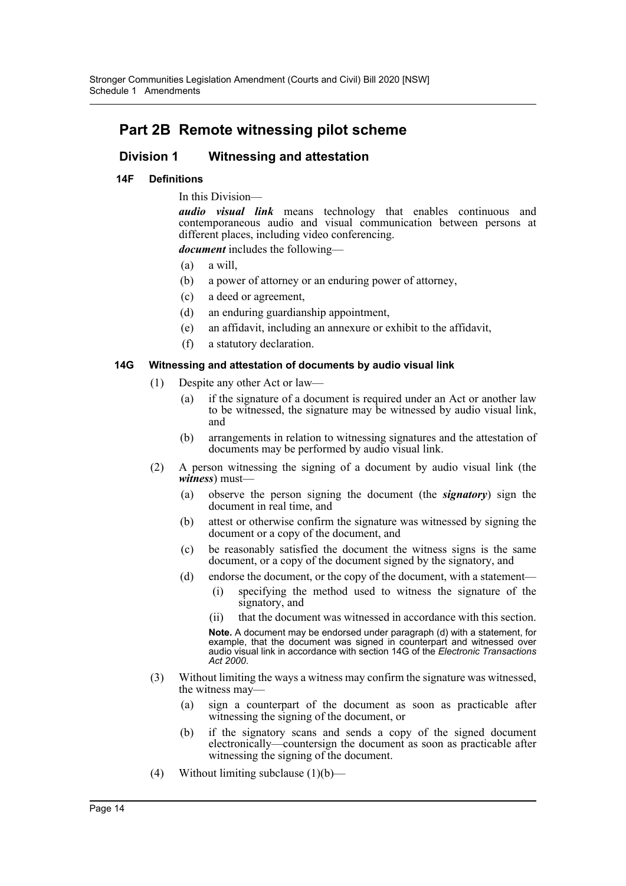## Part 2B Remote witnessing pilot scheme

### Division 1 Witnessing and attestation

#### 14F Definitions

In this Division—

***audio visual link*** means technology that enables continuous and contemporaneous audio and visual communication between persons at different places, including video conferencing.

***document*** includes the following—

(a) a will,

(b) a power of attorney or an enduring power of attorney,

(c) a deed or agreement,

(d) an enduring guardianship appointment,

(e) an affidavit, including an annexure or exhibit to the affidavit,

(f) a statutory declaration.

#### 14G Witnessing and attestation of documents by audio visual link

(1) Despite any other Act or law—

(a) if the signature of a document is required under an Act or another law to be witnessed, the signature may be witnessed by audio visual link, and

(b) arrangements in relation to witnessing signatures and the attestation of documents may be performed by audio visual link.

(2) A person witnessing the signing of a document by audio visual link (the ***witness***) must—

(a) observe the person signing the document (the ***signatory***) sign the document in real time, and

(b) attest or otherwise confirm the signature was witnessed by signing the document or a copy of the document, and

(c) be reasonably satisfied the document the witness signs is the same document, or a copy of the document signed by the signatory, and

(d) endorse the document, or the copy of the document, with a statement—

(i) specifying the method used to witness the signature of the signatory, and

(ii) that the document was witnessed in accordance with this section.

**Note.** A document may be endorsed under paragraph (d) with a statement, for example, that the document was signed in counterpart and witnessed over audio visual link in accordance with section 14G of the *Electronic Transactions Act 2000*.

(3) Without limiting the ways a witness may confirm the signature was witnessed, the witness may—

(a) sign a counterpart of the document as soon as practicable after witnessing the signing of the document, or

(b) if the signatory scans and sends a copy of the signed document electronically—countersign the document as soon as practicable after witnessing the signing of the document.

(4) Without limiting subclause (1)(b)—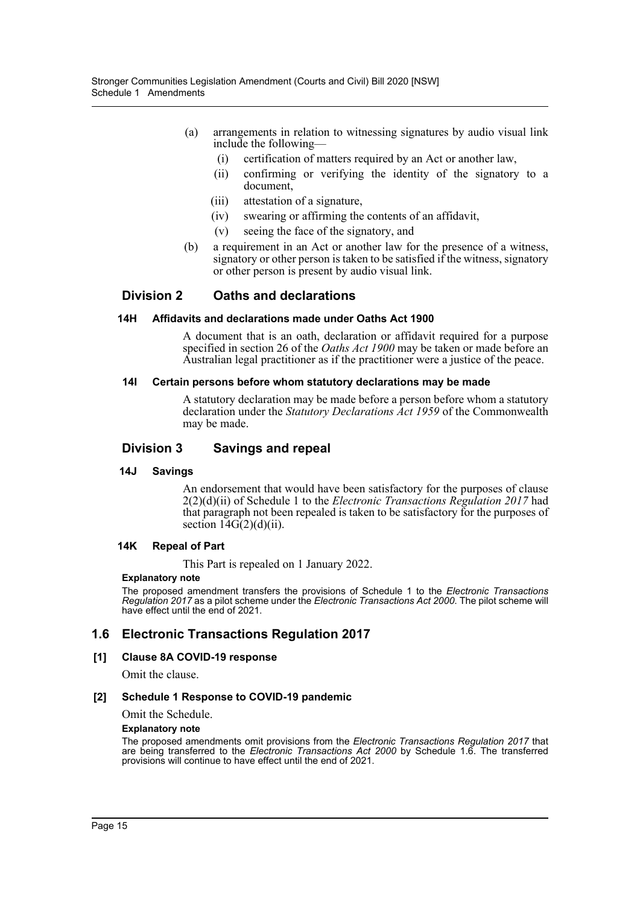(a) arrangements in relation to witnessing signatures by audio visual link include the following—

   (i) certification of matters required by an Act or another law,

   (ii) confirming or verifying the identity of the signatory to a document,

   (iii) attestation of a signature,

   (iv) swearing or affirming the contents of an affidavit,

   (v) seeing the face of the signatory, and

(b) a requirement in an Act or another law for the presence of a witness, signatory or other person is taken to be satisfied if the witness, signatory or other person is present by audio visual link.

## Division 2 Oaths and declarations

#### 14H Affidavits and declarations made under Oaths Act 1900

A document that is an oath, declaration or affidavit required for a purpose specified in section 26 of the *Oaths Act 1900* may be taken or made before an Australian legal practitioner as if the practitioner were a justice of the peace.

#### 14I Certain persons before whom statutory declarations may be made

A statutory declaration may be made before a person before whom a statutory declaration under the *Statutory Declarations Act 1959* of the Commonwealth may be made.

## Division 3 Savings and repeal

#### 14J Savings

An endorsement that would have been satisfactory for the purposes of clause 2(2)(d)(ii) of Schedule 1 to the *Electronic Transactions Regulation 2017* had that paragraph not been repealed is taken to be satisfactory for the purposes of section 14G(2)(d)(ii).

#### 14K Repeal of Part

This Part is repealed on 1 January 2022.

**Explanatory note**

The proposed amendment transfers the provisions of Schedule 1 to the *Electronic Transactions Regulation 2017* as a pilot scheme under the *Electronic Transactions Act 2000*. The pilot scheme will have effect until the end of 2021.

## 1.6 Electronic Transactions Regulation 2017

#### [1] Clause 8A COVID-19 response

Omit the clause.

#### [2] Schedule 1 Response to COVID-19 pandemic

Omit the Schedule.

**Explanatory note**

The proposed amendments omit provisions from the *Electronic Transactions Regulation 2017* that are being transferred to the *Electronic Transactions Act 2000* by Schedule 1.6. The transferred provisions will continue to have effect until the end of 2021.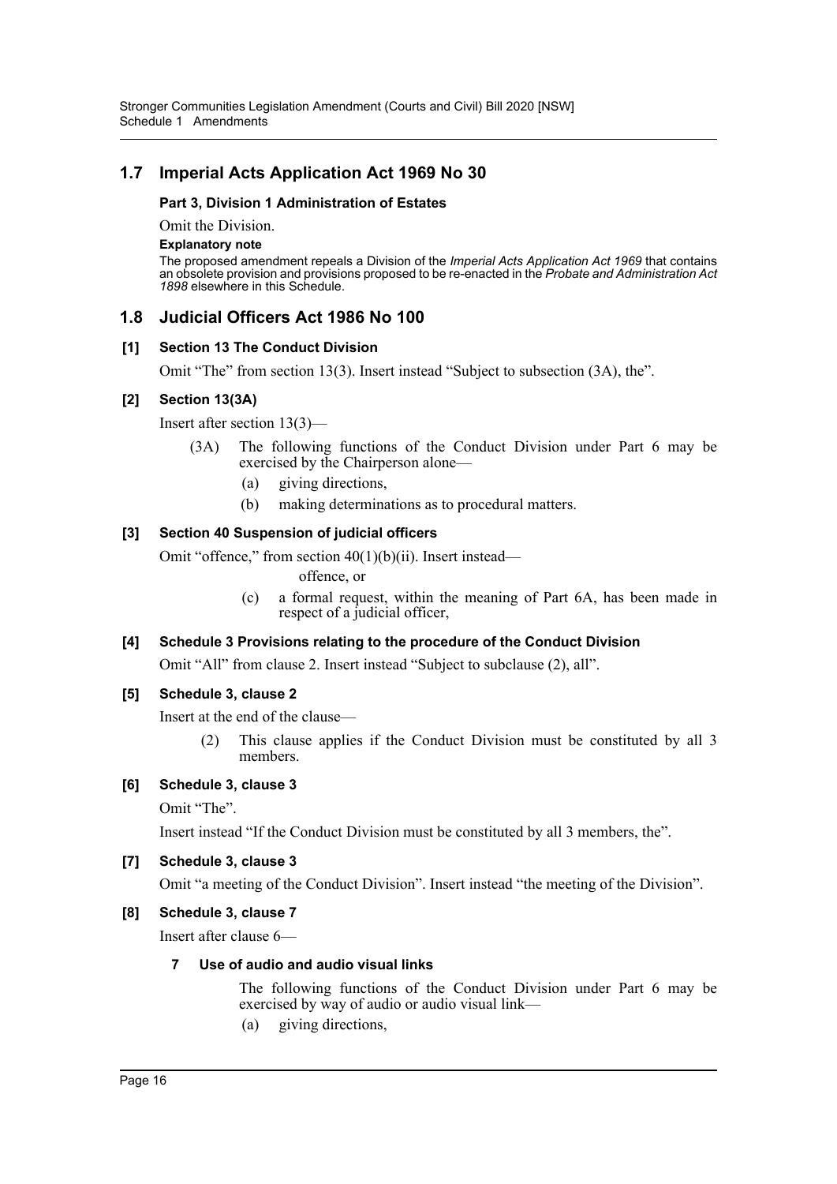## 1.7 Imperial Acts Application Act 1969 No 30

**Part 3, Division 1 Administration of Estates**

Omit the Division.

**Explanatory note**

The proposed amendment repeals a Division of the *Imperial Acts Application Act 1969* that contains an obsolete provision and provisions proposed to be re-enacted in the *Probate and Administration Act 1898* elsewhere in this Schedule.

## 1.8 Judicial Officers Act 1986 No 100

**[1] Section 13 The Conduct Division**

Omit "The" from section 13(3). Insert instead "Subject to subsection (3A), the".

**[2] Section 13(3A)**

Insert after section 13(3)—

(3A) The following functions of the Conduct Division under Part 6 may be exercised by the Chairperson alone—

(a) giving directions,

(b) making determinations as to procedural matters.

**[3] Section 40 Suspension of judicial officers**

Omit "offence," from section 40(1)(b)(ii). Insert instead—

offence, or

(c) a formal request, within the meaning of Part 6A, has been made in respect of a judicial officer,

**[4] Schedule 3 Provisions relating to the procedure of the Conduct Division**

Omit "All" from clause 2. Insert instead "Subject to subclause (2), all".

**[5] Schedule 3, clause 2**

Insert at the end of the clause—

(2) This clause applies if the Conduct Division must be constituted by all 3 members.

**[6] Schedule 3, clause 3**

Omit "The".

Insert instead "If the Conduct Division must be constituted by all 3 members, the".

**[7] Schedule 3, clause 3**

Omit "a meeting of the Conduct Division". Insert instead "the meeting of the Division".

**[8] Schedule 3, clause 7**

Insert after clause 6—

**7 Use of audio and audio visual links**

The following functions of the Conduct Division under Part 6 may be exercised by way of audio or audio visual link—

(a) giving directions,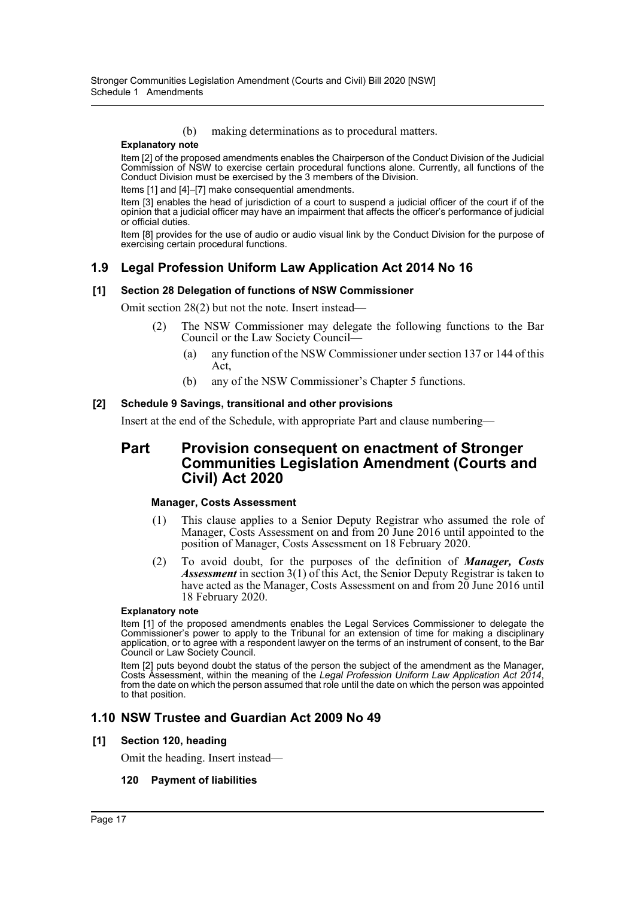(b) making determinations as to procedural matters.

**Explanatory note**

Item [2] of the proposed amendments enables the Chairperson of the Conduct Division of the Judicial Commission of NSW to exercise certain procedural functions alone. Currently, all functions of the Conduct Division must be exercised by the 3 members of the Division.

Items [1] and [4]–[7] make consequential amendments.

Item [3] enables the head of jurisdiction of a court to suspend a judicial officer of the court if of the opinion that a judicial officer may have an impairment that affects the officer's performance of judicial or official duties.

Item [8] provides for the use of audio or audio visual link by the Conduct Division for the purpose of exercising certain procedural functions.

## 1.9 Legal Profession Uniform Law Application Act 2014 No 16

### [1] Section 28 Delegation of functions of NSW Commissioner

Omit section 28(2) but not the note. Insert instead—

(2) The NSW Commissioner may delegate the following functions to the Bar Council or the Law Society Council—

(a) any function of the NSW Commissioner under section 137 or 144 of this Act,

(b) any of the NSW Commissioner's Chapter 5 functions.

### [2] Schedule 9 Savings, transitional and other provisions

Insert at the end of the Schedule, with appropriate Part and clause numbering—

## Part Provision consequent on enactment of Stronger Communities Legislation Amendment (Courts and Civil) Act 2020

**Manager, Costs Assessment**

(1) This clause applies to a Senior Deputy Registrar who assumed the role of Manager, Costs Assessment on and from 20 June 2016 until appointed to the position of Manager, Costs Assessment on 18 February 2020.

(2) To avoid doubt, for the purposes of the definition of ***Manager, Costs Assessment*** in section 3(1) of this Act, the Senior Deputy Registrar is taken to have acted as the Manager, Costs Assessment on and from 20 June 2016 until 18 February 2020.

**Explanatory note**

Item [1] of the proposed amendments enables the Legal Services Commissioner to delegate the Commissioner's power to apply to the Tribunal for an extension of time for making a disciplinary application, or to agree with a respondent lawyer on the terms of an instrument of consent, to the Bar Council or Law Society Council.

Item [2] puts beyond doubt the status of the person the subject of the amendment as the Manager, Costs Assessment, within the meaning of the *Legal Profession Uniform Law Application Act 2014*, from the date on which the person assumed that role until the date on which the person was appointed to that position.

## 1.10 NSW Trustee and Guardian Act 2009 No 49

### [1] Section 120, heading

Omit the heading. Insert instead—

**120 Payment of liabilities**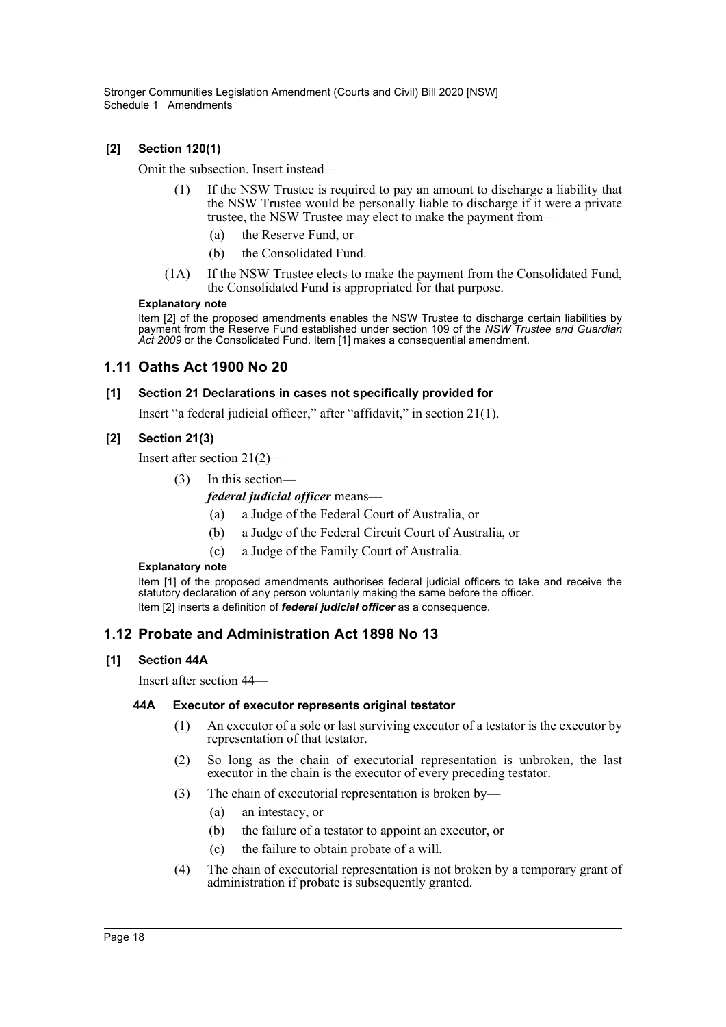**[2] Section 120(1)**

Omit the subsection. Insert instead—

(1) If the NSW Trustee is required to pay an amount to discharge a liability that the NSW Trustee would be personally liable to discharge if it were a private trustee, the NSW Trustee may elect to make the payment from—

(a) the Reserve Fund, or

(b) the Consolidated Fund.

(1A) If the NSW Trustee elects to make the payment from the Consolidated Fund, the Consolidated Fund is appropriated for that purpose.

**Explanatory note**

Item [2] of the proposed amendments enables the NSW Trustee to discharge certain liabilities by payment from the Reserve Fund established under section 109 of the *NSW Trustee and Guardian Act 2009* or the Consolidated Fund. Item [1] makes a consequential amendment.

## 1.11 Oaths Act 1900 No 20

**[1] Section 21 Declarations in cases not specifically provided for**

Insert "a federal judicial officer," after "affidavit," in section 21(1).

**[2] Section 21(3)**

Insert after section 21(2)—

(3) In this section—

***federal judicial officer*** means—

(a) a Judge of the Federal Court of Australia, or

(b) a Judge of the Federal Circuit Court of Australia, or

(c) a Judge of the Family Court of Australia.

**Explanatory note**

Item [1] of the proposed amendments authorises federal judicial officers to take and receive the statutory declaration of any person voluntarily making the same before the officer.

Item [2] inserts a definition of ***federal judicial officer*** as a consequence.

## 1.12 Probate and Administration Act 1898 No 13

**[1] Section 44A**

Insert after section 44—

**44A Executor of executor represents original testator**

(1) An executor of a sole or last surviving executor of a testator is the executor by representation of that testator.

(2) So long as the chain of executorial representation is unbroken, the last executor in the chain is the executor of every preceding testator.

(3) The chain of executorial representation is broken by—

(a) an intestacy, or

(b) the failure of a testator to appoint an executor, or

(c) the failure to obtain probate of a will.

(4) The chain of executorial representation is not broken by a temporary grant of administration if probate is subsequently granted.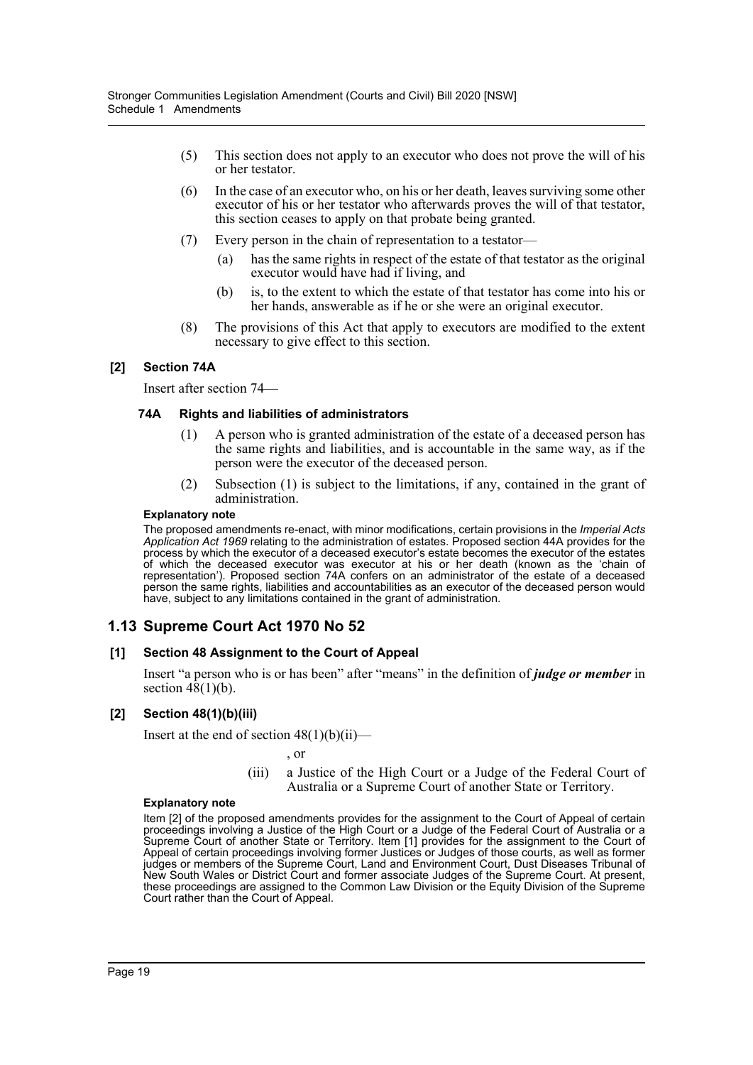(5) This section does not apply to an executor who does not prove the will of his or her testator.

(6) In the case of an executor who, on his or her death, leaves surviving some other executor of his or her testator who afterwards proves the will of that testator, this section ceases to apply on that probate being granted.

(7) Every person in the chain of representation to a testator—

(a) has the same rights in respect of the estate of that testator as the original executor would have had if living, and

(b) is, to the extent to which the estate of that testator has come into his or her hands, answerable as if he or she were an original executor.

(8) The provisions of this Act that apply to executors are modified to the extent necessary to give effect to this section.

### [2] Section 74A

Insert after section 74—

#### 74A Rights and liabilities of administrators

(1) A person who is granted administration of the estate of a deceased person has the same rights and liabilities, and is accountable in the same way, as if the person were the executor of the deceased person.

(2) Subsection (1) is subject to the limitations, if any, contained in the grant of administration.

**Explanatory note**

The proposed amendments re-enact, with minor modifications, certain provisions in the *Imperial Acts Application Act 1969* relating to the administration of estates. Proposed section 44A provides for the process by which the executor of a deceased executor's estate becomes the executor of the estates of which the deceased executor was executor at his or her death (known as the 'chain of representation'). Proposed section 74A confers on an administrator of the estate of a deceased person the same rights, liabilities and accountabilities as an executor of the deceased person would have, subject to any limitations contained in the grant of administration.

## 1.13 Supreme Court Act 1970 No 52

### [1] Section 48 Assignment to the Court of Appeal

Insert "a person who is or has been" after "means" in the definition of ***judge or member*** in section 48(1)(b).

### [2] Section 48(1)(b)(iii)

Insert at the end of section 48(1)(b)(ii)—

, or

(iii) a Justice of the High Court or a Judge of the Federal Court of Australia or a Supreme Court of another State or Territory.

**Explanatory note**

Item [2] of the proposed amendments provides for the assignment to the Court of Appeal of certain proceedings involving a Justice of the High Court or a Judge of the Federal Court of Australia or a Supreme Court of another State or Territory. Item [1] provides for the assignment to the Court of Appeal of certain proceedings involving former Justices or Judges of those courts, as well as former judges or members of the Supreme Court, Land and Environment Court, Dust Diseases Tribunal of New South Wales or District Court and former associate Judges of the Supreme Court. At present, these proceedings are assigned to the Common Law Division or the Equity Division of the Supreme Court rather than the Court of Appeal.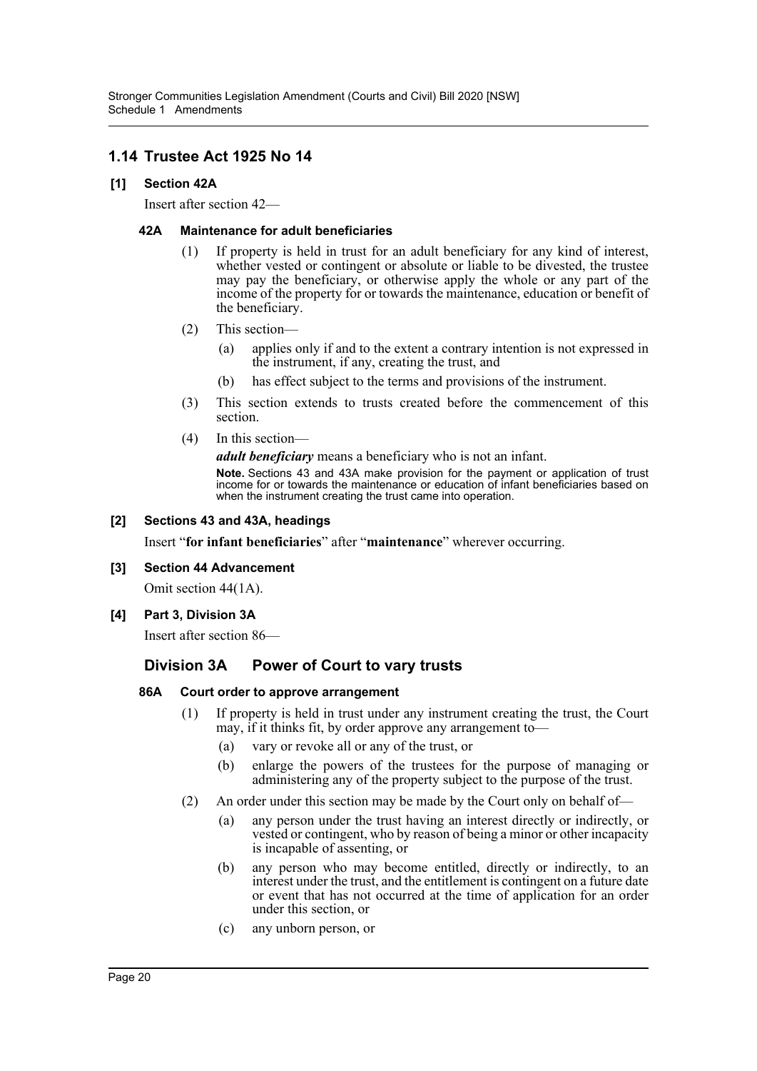## 1.14 Trustee Act 1925 No 14

### [1] Section 42A

Insert after section 42—

#### 42A Maintenance for adult beneficiaries

(1) If property is held in trust for an adult beneficiary for any kind of interest, whether vested or contingent or absolute or liable to be divested, the trustee may pay the beneficiary, or otherwise apply the whole or any part of the income of the property for or towards the maintenance, education or benefit of the beneficiary.

(2) This section—

(a) applies only if and to the extent a contrary intention is not expressed in the instrument, if any, creating the trust, and

(b) has effect subject to the terms and provisions of the instrument.

(3) This section extends to trusts created before the commencement of this section.

(4) In this section—

***adult beneficiary*** means a beneficiary who is not an infant.

**Note.** Sections 43 and 43A make provision for the payment or application of trust income for or towards the maintenance or education of infant beneficiaries based on when the instrument creating the trust came into operation.

### [2] Sections 43 and 43A, headings

Insert "**for infant beneficiaries**" after "**maintenance**" wherever occurring.

### [3] Section 44 Advancement

Omit section 44(1A).

### [4] Part 3, Division 3A

Insert after section 86—

## Division 3A Power of Court to vary trusts

#### 86A Court order to approve arrangement

(1) If property is held in trust under any instrument creating the trust, the Court may, if it thinks fit, by order approve any arrangement to—

(a) vary or revoke all or any of the trust, or

(b) enlarge the powers of the trustees for the purpose of managing or administering any of the property subject to the purpose of the trust.

(2) An order under this section may be made by the Court only on behalf of—

(a) any person under the trust having an interest directly or indirectly, or vested or contingent, who by reason of being a minor or other incapacity is incapable of assenting, or

(b) any person who may become entitled, directly or indirectly, to an interest under the trust, and the entitlement is contingent on a future date or event that has not occurred at the time of application for an order under this section, or

(c) any unborn person, or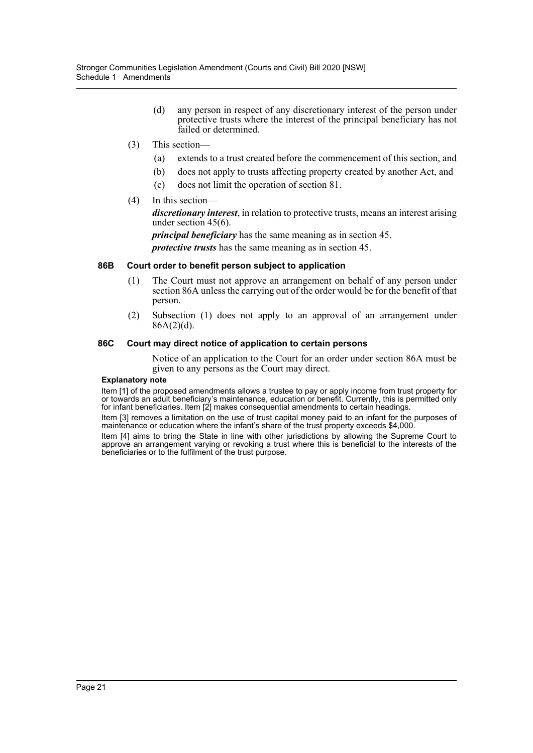(d) any person in respect of any discretionary interest of the person under protective trusts where the interest of the principal beneficiary has not failed or determined.

(3) This section—

(a) extends to a trust created before the commencement of this section, and

(b) does not apply to trusts affecting property created by another Act, and

(c) does not limit the operation of section 81.

(4) In this section—

***discretionary interest***, in relation to protective trusts, means an interest arising under section 45(6).

***principal beneficiary*** has the same meaning as in section 45.

***protective trusts*** has the same meaning as in section 45.

#### 86B Court order to benefit person subject to application

(1) The Court must not approve an arrangement on behalf of any person under section 86A unless the carrying out of the order would be for the benefit of that person.

(2) Subsection (1) does not apply to an approval of an arrangement under 86A(2)(d).

#### 86C Court may direct notice of application to certain persons

Notice of an application to the Court for an order under section 86A must be given to any persons as the Court may direct.

**Explanatory note**

Item [1] of the proposed amendments allows a trustee to pay or apply income from trust property for or towards an adult beneficiary's maintenance, education or benefit. Currently, this is permitted only for infant beneficiaries. Item [2] makes consequential amendments to certain headings.

Item [3] removes a limitation on the use of trust capital money paid to an infant for the purposes of maintenance or education where the infant's share of the trust property exceeds $4,000.

Item [4] aims to bring the State in line with other jurisdictions by allowing the Supreme Court to approve an arrangement varying or revoking a trust where this is beneficial to the interests of the beneficiaries or to the fulfilment of the trust purpose.